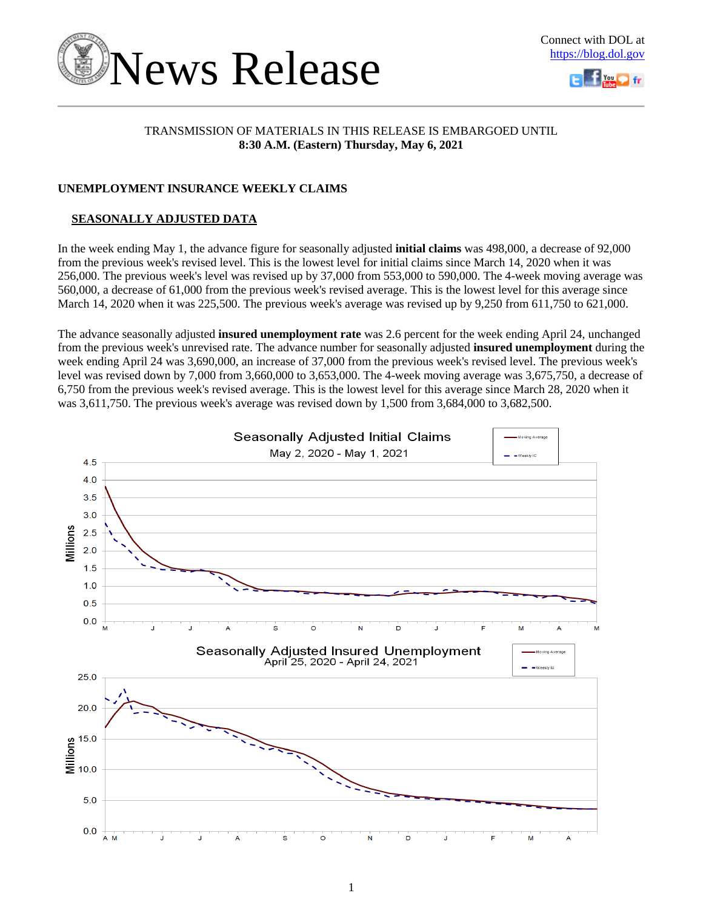# News Release

Connect with DOL at https://blog.dol.gov

TRANSMISSION OF MATERIALS IN THIS RELEASE IS EMBARGOED UNTIL
**8:30 A.M. (Eastern) Thursday, May 6, 2021**

## UNEMPLOYMENT INSURANCE WEEKLY CLAIMS

### SEASONALLY ADJUSTED DATA

In the week ending May 1, the advance figure for seasonally adjusted **initial claims** was 498,000, a decrease of 92,000 from the previous week's revised level. This is the lowest level for initial claims since March 14, 2020 when it was 256,000. The previous week's level was revised up by 37,000 from 553,000 to 590,000. The 4-week moving average was 560,000, a decrease of 61,000 from the previous week's revised average. This is the lowest level for this average since March 14, 2020 when it was 225,500. The previous week's average was revised up by 9,250 from 611,750 to 621,000.

The advance seasonally adjusted **insured unemployment rate** was 2.6 percent for the week ending April 24, unchanged from the previous week's unrevised rate. The advance number for seasonally adjusted **insured unemployment** during the week ending April 24 was 3,690,000, an increase of 37,000 from the previous week's revised level. The previous week's level was revised down by 7,000 from 3,660,000 to 3,653,000. The 4-week moving average was 3,675,750, a decrease of 6,750 from the previous week's revised average. This is the lowest level for this average since March 28, 2020 when it was 3,611,750. The previous week's average was revised down by 1,500 from 3,684,000 to 3,682,500.

Seasonally Adjusted Initial Claims
May 2, 2020 - May 1, 2021

Seasonally Adjusted Insured Unemployment
April 25, 2020 - April 24, 2021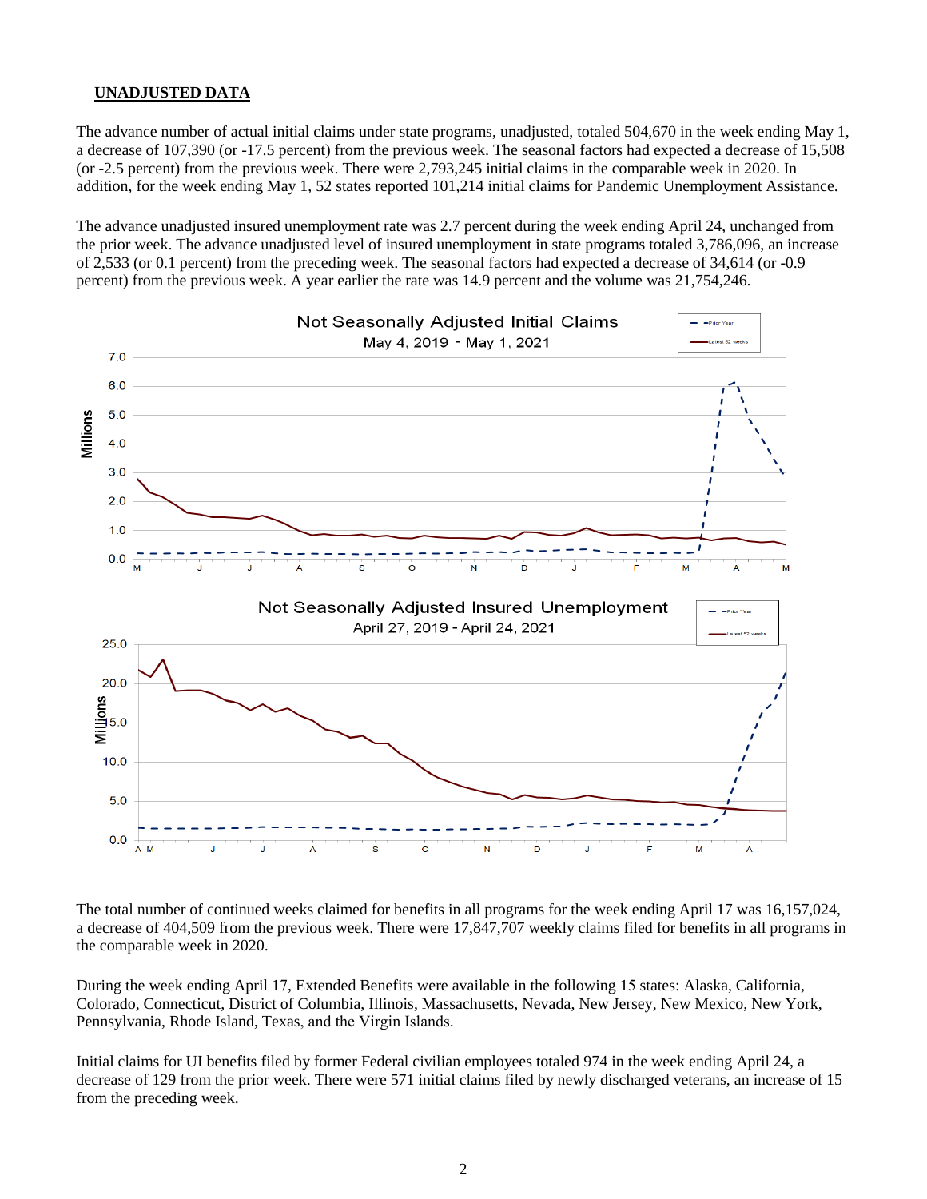## UNADJUSTED DATA

The advance number of actual initial claims under state programs, unadjusted, totaled 504,670 in the week ending May 1, a decrease of 107,390 (or -17.5 percent) from the previous week. The seasonal factors had expected a decrease of 15,508 (or -2.5 percent) from the previous week. There were 2,793,245 initial claims in the comparable week in 2020. In addition, for the week ending May 1, 52 states reported 101,214 initial claims for Pandemic Unemployment Assistance.

The advance unadjusted insured unemployment rate was 2.7 percent during the week ending April 24, unchanged from the prior week. The advance unadjusted level of insured unemployment in state programs totaled 3,786,096, an increase of 2,533 (or 0.1 percent) from the preceding week. The seasonal factors had expected a decrease of 34,614 (or -0.9 percent) from the previous week. A year earlier the rate was 14.9 percent and the volume was 21,754,246.

The total number of continued weeks claimed for benefits in all programs for the week ending April 17 was 16,157,024, a decrease of 404,509 from the previous week. There were 17,847,707 weekly claims filed for benefits in all programs in the comparable week in 2020.

During the week ending April 17, Extended Benefits were available in the following 15 states: Alaska, California, Colorado, Connecticut, District of Columbia, Illinois, Massachusetts, Nevada, New Jersey, New Mexico, New York, Pennsylvania, Rhode Island, Texas, and the Virgin Islands.

Initial claims for UI benefits filed by former Federal civilian employees totaled 974 in the week ending April 24, a decrease of 129 from the prior week. There were 571 initial claims filed by newly discharged veterans, an increase of 15 from the preceding week.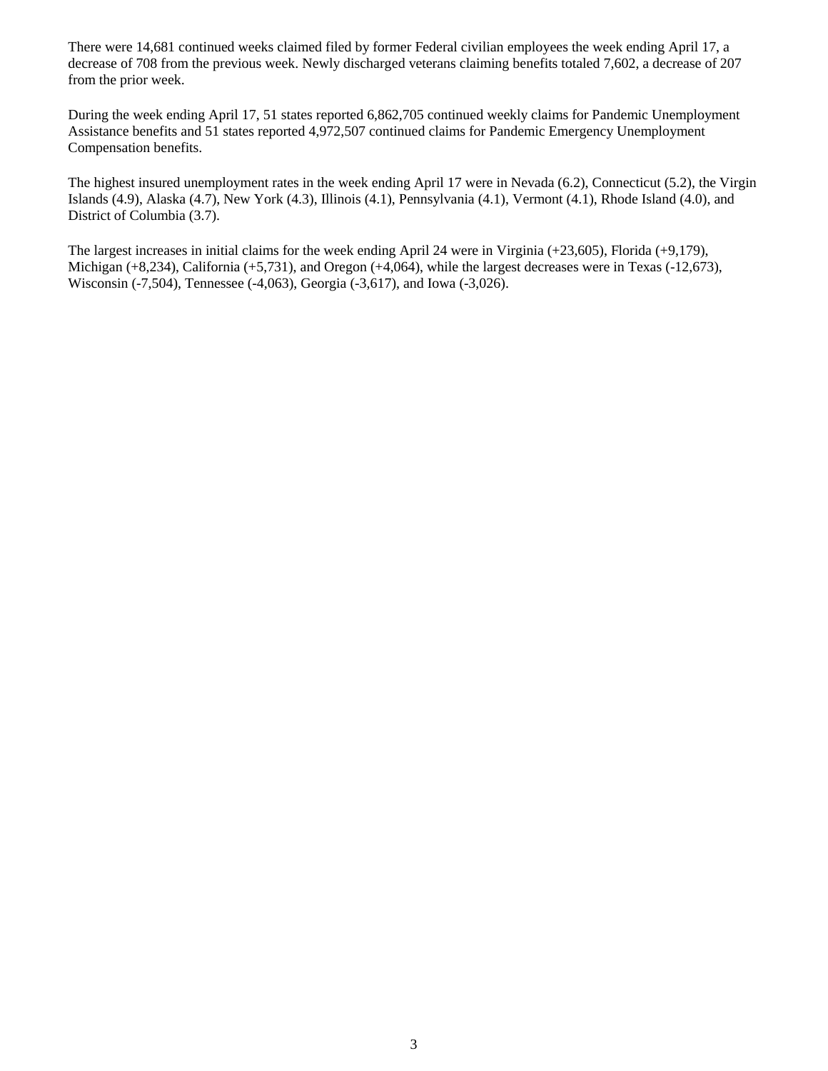There were 14,681 continued weeks claimed filed by former Federal civilian employees the week ending April 17, a decrease of 708 from the previous week. Newly discharged veterans claiming benefits totaled 7,602, a decrease of 207 from the prior week.

During the week ending April 17, 51 states reported 6,862,705 continued weekly claims for Pandemic Unemployment Assistance benefits and 51 states reported 4,972,507 continued claims for Pandemic Emergency Unemployment Compensation benefits.

The highest insured unemployment rates in the week ending April 17 were in Nevada (6.2), Connecticut (5.2), the Virgin Islands (4.9), Alaska (4.7), New York (4.3), Illinois (4.1), Pennsylvania (4.1), Vermont (4.1), Rhode Island (4.0), and District of Columbia (3.7).

The largest increases in initial claims for the week ending April 24 were in Virginia (+23,605), Florida (+9,179), Michigan (+8,234), California (+5,731), and Oregon (+4,064), while the largest decreases were in Texas (-12,673), Wisconsin (-7,504), Tennessee (-4,063), Georgia (-3,617), and Iowa (-3,026).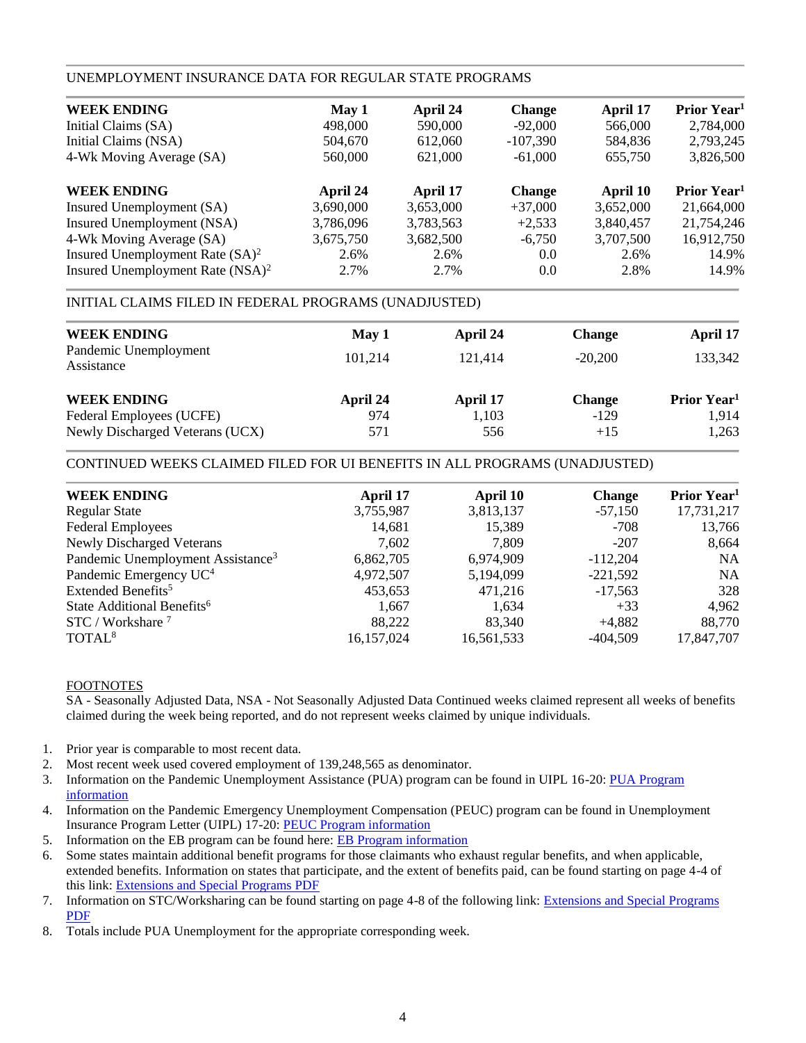## UNEMPLOYMENT INSURANCE DATA FOR REGULAR STATE PROGRAMS

| WEEK ENDING | May 1 | April 24 | Change | April 17 | Prior Year[1] |
|---|---|---|---|---|---|
| Initial Claims (SA) | 498,000 | 590,000 | -92,000 | 566,000 | 2,784,000 |
| Initial Claims (NSA) | 504,670 | 612,060 | -107,390 | 584,836 | 2,793,245 |
| 4-Wk Moving Average (SA) | 560,000 | 621,000 | -61,000 | 655,750 | 3,826,500 |

| WEEK ENDING | April 24 | April 17 | Change | April 10 | Prior Year[1] |
|---|---|---|---|---|---|
| Insured Unemployment (SA) | 3,690,000 | 3,653,000 | +37,000 | 3,652,000 | 21,664,000 |
| Insured Unemployment (NSA) | 3,786,096 | 3,783,563 | +2,533 | 3,840,457 | 21,754,246 |
| 4-Wk Moving Average (SA) | 3,675,750 | 3,682,500 | -6,750 | 3,707,500 | 16,912,750 |
| Insured Unemployment Rate (SA)[2] | 2.6% | 2.6% | 0.0 | 2.6% | 14.9% |
| Insured Unemployment Rate (NSA)[2] | 2.7% | 2.7% | 0.0 | 2.8% | 14.9% |

## INITIAL CLAIMS FILED IN FEDERAL PROGRAMS (UNADJUSTED)

| WEEK ENDING | May 1 | April 24 | Change | April 17 |
|---|---|---|---|---|
| Pandemic Unemployment Assistance | 101,214 | 121,414 | -20,200 | 133,342 |

| WEEK ENDING | April 24 | April 17 | Change | Prior Year[1] |
|---|---|---|---|---|
| Federal Employees (UCFE) | 974 | 1,103 | -129 | 1,914 |
| Newly Discharged Veterans (UCX) | 571 | 556 | +15 | 1,263 |

## CONTINUED WEEKS CLAIMED FILED FOR UI BENEFITS IN ALL PROGRAMS (UNADJUSTED)

| WEEK ENDING | April 17 | April 10 | Change | Prior Year[1] |
|---|---|---|---|---|
| Regular State | 3,755,987 | 3,813,137 | -57,150 | 17,731,217 |
| Federal Employees | 14,681 | 15,389 | -708 | 13,766 |
| Newly Discharged Veterans | 7,602 | 7,809 | -207 | 8,664 |
| Pandemic Unemployment Assistance[3] | 6,862,705 | 6,974,909 | -112,204 | NA |
| Pandemic Emergency UC[4] | 4,972,507 | 5,194,099 | -221,592 | NA |
| Extended Benefits[5] | 453,653 | 471,216 | -17,563 | 328 |
| State Additional Benefits[6] | 1,667 | 1,634 | +33 | 4,962 |
| STC / Workshare [7] | 88,222 | 83,340 | +4,882 | 88,770 |
| TOTAL[8] | 16,157,024 | 16,561,533 | -404,509 | 17,847,707 |

FOOTNOTES

SA - Seasonally Adjusted Data, NSA - Not Seasonally Adjusted Data Continued weeks claimed represent all weeks of benefits claimed during the week being reported, and do not represent weeks claimed by unique individuals.

1. Prior year is comparable to most recent data.
2. Most recent week used covered employment of 139,248,565 as denominator.
3. Information on the Pandemic Unemployment Assistance (PUA) program can be found in UIPL 16-20: PUA Program information
4. Information on the Pandemic Emergency Unemployment Compensation (PEUC) program can be found in Unemployment Insurance Program Letter (UIPL) 17-20: PEUC Program information
5. Information on the EB program can be found here: EB Program information
6. Some states maintain additional benefit programs for those claimants who exhaust regular benefits, and when applicable, extended benefits. Information on states that participate, and the extent of benefits paid, can be found starting on page 4-4 of this link: Extensions and Special Programs PDF
7. Information on STC/Worksharing can be found starting on page 4-8 of the following link: Extensions and Special Programs PDF
8. Totals include PUA Unemployment for the appropriate corresponding week.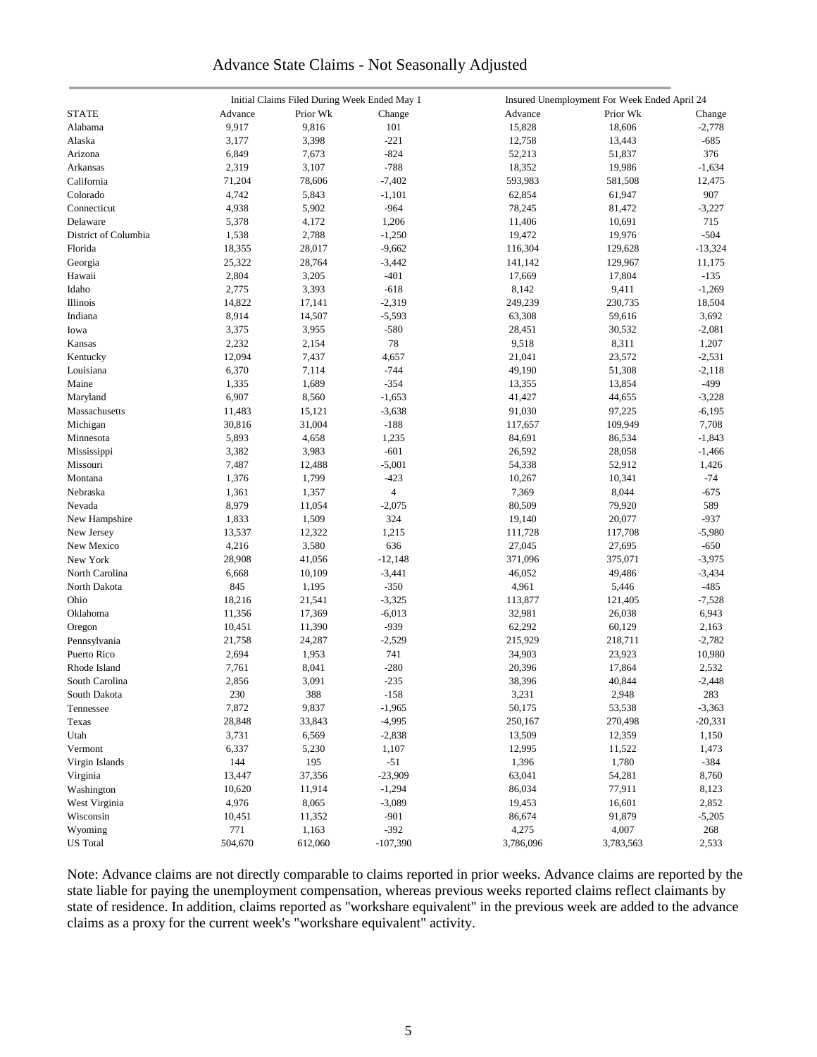# Advance State Claims - Not Seasonally Adjusted

| STATE | Initial Claims Filed During Week Ended May 1 | | | Insured Unemployment For Week Ended April 24 | | |
|---|---|---|---|---|---|---|
| | Advance | Prior Wk | Change | Advance | Prior Wk | Change |
| Alabama | 9,917 | 9,816 | 101 | 15,828 | 18,606 | -2,778 |
| Alaska | 3,177 | 3,398 | -221 | 12,758 | 13,443 | -685 |
| Arizona | 6,849 | 7,673 | -824 | 52,213 | 51,837 | 376 |
| Arkansas | 2,319 | 3,107 | -788 | 18,352 | 19,986 | -1,634 |
| California | 71,204 | 78,606 | -7,402 | 593,983 | 581,508 | 12,475 |
| Colorado | 4,742 | 5,843 | -1,101 | 62,854 | 61,947 | 907 |
| Connecticut | 4,938 | 5,902 | -964 | 78,245 | 81,472 | -3,227 |
| Delaware | 5,378 | 4,172 | 1,206 | 11,406 | 10,691 | 715 |
| District of Columbia | 1,538 | 2,788 | -1,250 | 19,472 | 19,976 | -504 |
| Florida | 18,355 | 28,017 | -9,662 | 116,304 | 129,628 | -13,324 |
| Georgia | 25,322 | 28,764 | -3,442 | 141,142 | 129,967 | 11,175 |
| Hawaii | 2,804 | 3,205 | -401 | 17,669 | 17,804 | -135 |
| Idaho | 2,775 | 3,393 | -618 | 8,142 | 9,411 | -1,269 |
| Illinois | 14,822 | 17,141 | -2,319 | 249,239 | 230,735 | 18,504 |
| Indiana | 8,914 | 14,507 | -5,593 | 63,308 | 59,616 | 3,692 |
| Iowa | 3,375 | 3,955 | -580 | 28,451 | 30,532 | -2,081 |
| Kansas | 2,232 | 2,154 | 78 | 9,518 | 8,311 | 1,207 |
| Kentucky | 12,094 | 7,437 | 4,657 | 21,041 | 23,572 | -2,531 |
| Louisiana | 6,370 | 7,114 | -744 | 49,190 | 51,308 | -2,118 |
| Maine | 1,335 | 1,689 | -354 | 13,355 | 13,854 | -499 |
| Maryland | 6,907 | 8,560 | -1,653 | 41,427 | 44,655 | -3,228 |
| Massachusetts | 11,483 | 15,121 | -3,638 | 91,030 | 97,225 | -6,195 |
| Michigan | 30,816 | 31,004 | -188 | 117,657 | 109,949 | 7,708 |
| Minnesota | 5,893 | 4,658 | 1,235 | 84,691 | 86,534 | -1,843 |
| Mississippi | 3,382 | 3,983 | -601 | 26,592 | 28,058 | -1,466 |
| Missouri | 7,487 | 12,488 | -5,001 | 54,338 | 52,912 | 1,426 |
| Montana | 1,376 | 1,799 | -423 | 10,267 | 10,341 | -74 |
| Nebraska | 1,361 | 1,357 | 4 | 7,369 | 8,044 | -675 |
| Nevada | 8,979 | 11,054 | -2,075 | 80,509 | 79,920 | 589 |
| New Hampshire | 1,833 | 1,509 | 324 | 19,140 | 20,077 | -937 |
| New Jersey | 13,537 | 12,322 | 1,215 | 111,728 | 117,708 | -5,980 |
| New Mexico | 4,216 | 3,580 | 636 | 27,045 | 27,695 | -650 |
| New York | 28,908 | 41,056 | -12,148 | 371,096 | 375,071 | -3,975 |
| North Carolina | 6,668 | 10,109 | -3,441 | 46,052 | 49,486 | -3,434 |
| North Dakota | 845 | 1,195 | -350 | 4,961 | 5,446 | -485 |
| Ohio | 18,216 | 21,541 | -3,325 | 113,877 | 121,405 | -7,528 |
| Oklahoma | 11,356 | 17,369 | -6,013 | 32,981 | 26,038 | 6,943 |
| Oregon | 10,451 | 11,390 | -939 | 62,292 | 60,129 | 2,163 |
| Pennsylvania | 21,758 | 24,287 | -2,529 | 215,929 | 218,711 | -2,782 |
| Puerto Rico | 2,694 | 1,953 | 741 | 34,903 | 23,923 | 10,980 |
| Rhode Island | 7,761 | 8,041 | -280 | 20,396 | 17,864 | 2,532 |
| South Carolina | 2,856 | 3,091 | -235 | 38,396 | 40,844 | -2,448 |
| South Dakota | 230 | 388 | -158 | 3,231 | 2,948 | 283 |
| Tennessee | 7,872 | 9,837 | -1,965 | 50,175 | 53,538 | -3,363 |
| Texas | 28,848 | 33,843 | -4,995 | 250,167 | 270,498 | -20,331 |
| Utah | 3,731 | 6,569 | -2,838 | 13,509 | 12,359 | 1,150 |
| Vermont | 6,337 | 5,230 | 1,107 | 12,995 | 11,522 | 1,473 |
| Virgin Islands | 144 | 195 | -51 | 1,396 | 1,780 | -384 |
| Virginia | 13,447 | 37,356 | -23,909 | 63,041 | 54,281 | 8,760 |
| Washington | 10,620 | 11,914 | -1,294 | 86,034 | 77,911 | 8,123 |
| West Virginia | 4,976 | 8,065 | -3,089 | 19,453 | 16,601 | 2,852 |
| Wisconsin | 10,451 | 11,352 | -901 | 86,674 | 91,879 | -5,205 |
| Wyoming | 771 | 1,163 | -392 | 4,275 | 4,007 | 268 |
| US Total | 504,670 | 612,060 | -107,390 | 3,786,096 | 3,783,563 | 2,533 |

Note: Advance claims are not directly comparable to claims reported in prior weeks. Advance claims are reported by the state liable for paying the unemployment compensation, whereas previous weeks reported claims reflect claimants by state of residence. In addition, claims reported as "workshare equivalent" in the previous week are added to the advance claims as a proxy for the current week's "workshare equivalent" activity.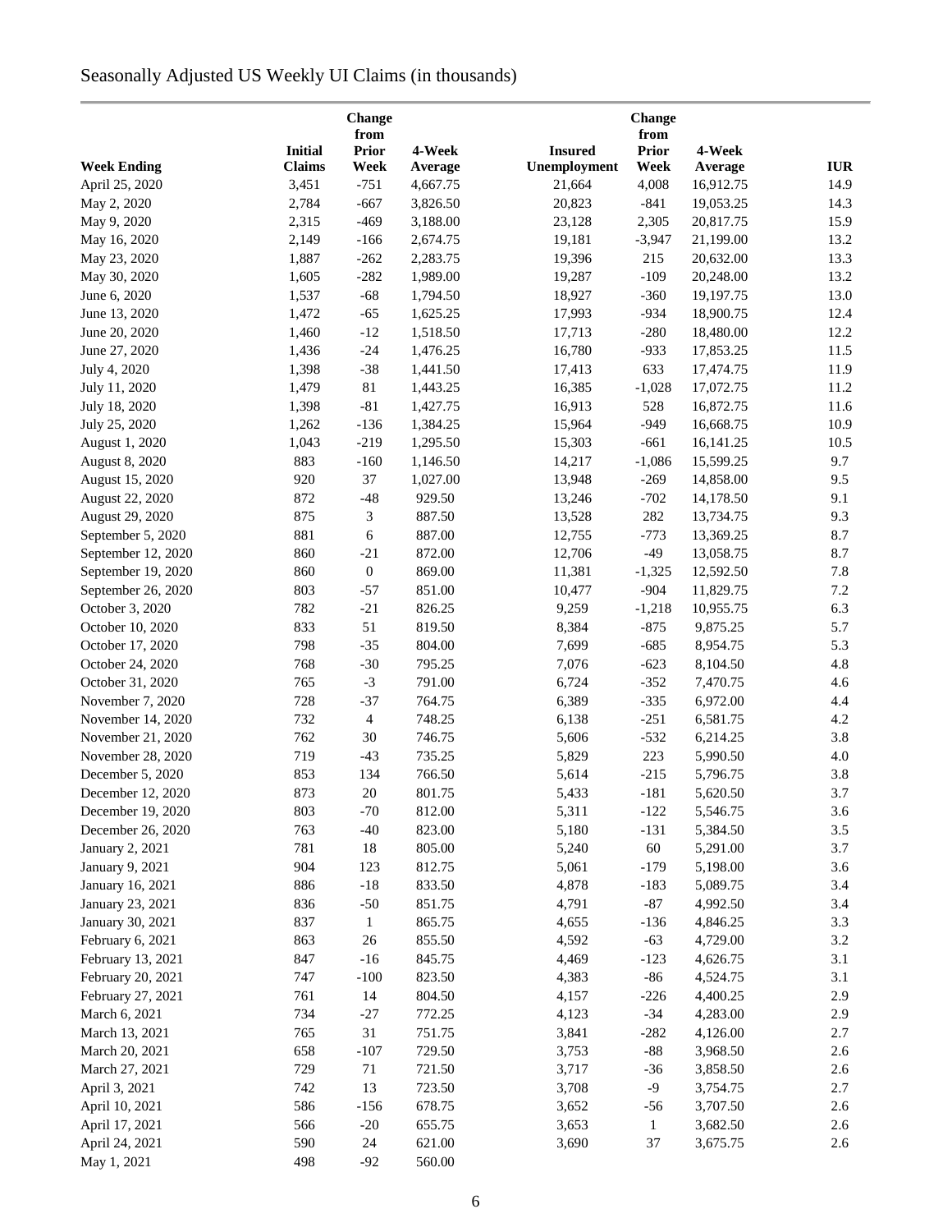# Seasonally Adjusted US Weekly UI Claims (in thousands)

| Week Ending | Initial Claims | Change from Prior Week | 4-Week Average | Insured Unemployment | Change from Prior Week | 4-Week Average | IUR |
|---|---|---|---|---|---|---|---|
| April 25, 2020 | 3,451 | -751 | 4,667.75 | 21,664 | 4,008 | 16,912.75 | 14.9 |
| May 2, 2020 | 2,784 | -667 | 3,826.50 | 20,823 | -841 | 19,053.25 | 14.3 |
| May 9, 2020 | 2,315 | -469 | 3,188.00 | 23,128 | 2,305 | 20,817.75 | 15.9 |
| May 16, 2020 | 2,149 | -166 | 2,674.75 | 19,181 | -3,947 | 21,199.00 | 13.2 |
| May 23, 2020 | 1,887 | -262 | 2,283.75 | 19,396 | 215 | 20,632.00 | 13.3 |
| May 30, 2020 | 1,605 | -282 | 1,989.00 | 19,287 | -109 | 20,248.00 | 13.2 |
| June 6, 2020 | 1,537 | -68 | 1,794.50 | 18,927 | -360 | 19,197.75 | 13.0 |
| June 13, 2020 | 1,472 | -65 | 1,625.25 | 17,993 | -934 | 18,900.75 | 12.4 |
| June 20, 2020 | 1,460 | -12 | 1,518.50 | 17,713 | -280 | 18,480.00 | 12.2 |
| June 27, 2020 | 1,436 | -24 | 1,476.25 | 16,780 | -933 | 17,853.25 | 11.5 |
| July 4, 2020 | 1,398 | -38 | 1,441.50 | 17,413 | 633 | 17,474.75 | 11.9 |
| July 11, 2020 | 1,479 | 81 | 1,443.25 | 16,385 | -1,028 | 17,072.75 | 11.2 |
| July 18, 2020 | 1,398 | -81 | 1,427.75 | 16,913 | 528 | 16,872.75 | 11.6 |
| July 25, 2020 | 1,262 | -136 | 1,384.25 | 15,964 | -949 | 16,668.75 | 10.9 |
| August 1, 2020 | 1,043 | -219 | 1,295.50 | 15,303 | -661 | 16,141.25 | 10.5 |
| August 8, 2020 | 883 | -160 | 1,146.50 | 14,217 | -1,086 | 15,599.25 | 9.7 |
| August 15, 2020 | 920 | 37 | 1,027.00 | 13,948 | -269 | 14,858.00 | 9.5 |
| August 22, 2020 | 872 | -48 | 929.50 | 13,246 | -702 | 14,178.50 | 9.1 |
| August 29, 2020 | 875 | 3 | 887.50 | 13,528 | 282 | 13,734.75 | 9.3 |
| September 5, 2020 | 881 | 6 | 887.00 | 12,755 | -773 | 13,369.25 | 8.7 |
| September 12, 2020 | 860 | -21 | 872.00 | 12,706 | -49 | 13,058.75 | 8.7 |
| September 19, 2020 | 860 | 0 | 869.00 | 11,381 | -1,325 | 12,592.50 | 7.8 |
| September 26, 2020 | 803 | -57 | 851.00 | 10,477 | -904 | 11,829.75 | 7.2 |
| October 3, 2020 | 782 | -21 | 826.25 | 9,259 | -1,218 | 10,955.75 | 6.3 |
| October 10, 2020 | 833 | 51 | 819.50 | 8,384 | -875 | 9,875.25 | 5.7 |
| October 17, 2020 | 798 | -35 | 804.00 | 7,699 | -685 | 8,954.75 | 5.3 |
| October 24, 2020 | 768 | -30 | 795.25 | 7,076 | -623 | 8,104.50 | 4.8 |
| October 31, 2020 | 765 | -3 | 791.00 | 6,724 | -352 | 7,470.75 | 4.6 |
| November 7, 2020 | 728 | -37 | 764.75 | 6,389 | -335 | 6,972.00 | 4.4 |
| November 14, 2020 | 732 | 4 | 748.25 | 6,138 | -251 | 6,581.75 | 4.2 |
| November 21, 2020 | 762 | 30 | 746.75 | 5,606 | -532 | 6,214.25 | 3.8 |
| November 28, 2020 | 719 | -43 | 735.25 | 5,829 | 223 | 5,990.50 | 4.0 |
| December 5, 2020 | 853 | 134 | 766.50 | 5,614 | -215 | 5,796.75 | 3.8 |
| December 12, 2020 | 873 | 20 | 801.75 | 5,433 | -181 | 5,620.50 | 3.7 |
| December 19, 2020 | 803 | -70 | 812.00 | 5,311 | -122 | 5,546.75 | 3.6 |
| December 26, 2020 | 763 | -40 | 823.00 | 5,180 | -131 | 5,384.50 | 3.5 |
| January 2, 2021 | 781 | 18 | 805.00 | 5,240 | 60 | 5,291.00 | 3.7 |
| January 9, 2021 | 904 | 123 | 812.75 | 5,061 | -179 | 5,198.00 | 3.6 |
| January 16, 2021 | 886 | -18 | 833.50 | 4,878 | -183 | 5,089.75 | 3.4 |
| January 23, 2021 | 836 | -50 | 851.75 | 4,791 | -87 | 4,992.50 | 3.4 |
| January 30, 2021 | 837 | 1 | 865.75 | 4,655 | -136 | 4,846.25 | 3.3 |
| February 6, 2021 | 863 | 26 | 855.50 | 4,592 | -63 | 4,729.00 | 3.2 |
| February 13, 2021 | 847 | -16 | 845.75 | 4,469 | -123 | 4,626.75 | 3.1 |
| February 20, 2021 | 747 | -100 | 823.50 | 4,383 | -86 | 4,524.75 | 3.1 |
| February 27, 2021 | 761 | 14 | 804.50 | 4,157 | -226 | 4,400.25 | 2.9 |
| March 6, 2021 | 734 | -27 | 772.25 | 4,123 | -34 | 4,283.00 | 2.9 |
| March 13, 2021 | 765 | 31 | 751.75 | 3,841 | -282 | 4,126.00 | 2.7 |
| March 20, 2021 | 658 | -107 | 729.50 | 3,753 | -88 | 3,968.50 | 2.6 |
| March 27, 2021 | 729 | 71 | 721.50 | 3,717 | -36 | 3,858.50 | 2.6 |
| April 3, 2021 | 742 | 13 | 723.50 | 3,708 | -9 | 3,754.75 | 2.7 |
| April 10, 2021 | 586 | -156 | 678.75 | 3,652 | -56 | 3,707.50 | 2.6 |
| April 17, 2021 | 566 | -20 | 655.75 | 3,653 | 1 | 3,682.50 | 2.6 |
| April 24, 2021 | 590 | 24 | 621.00 | 3,690 | 37 | 3,675.75 | 2.6 |
| May 1, 2021 | 498 | -92 | 560.00 | | | | |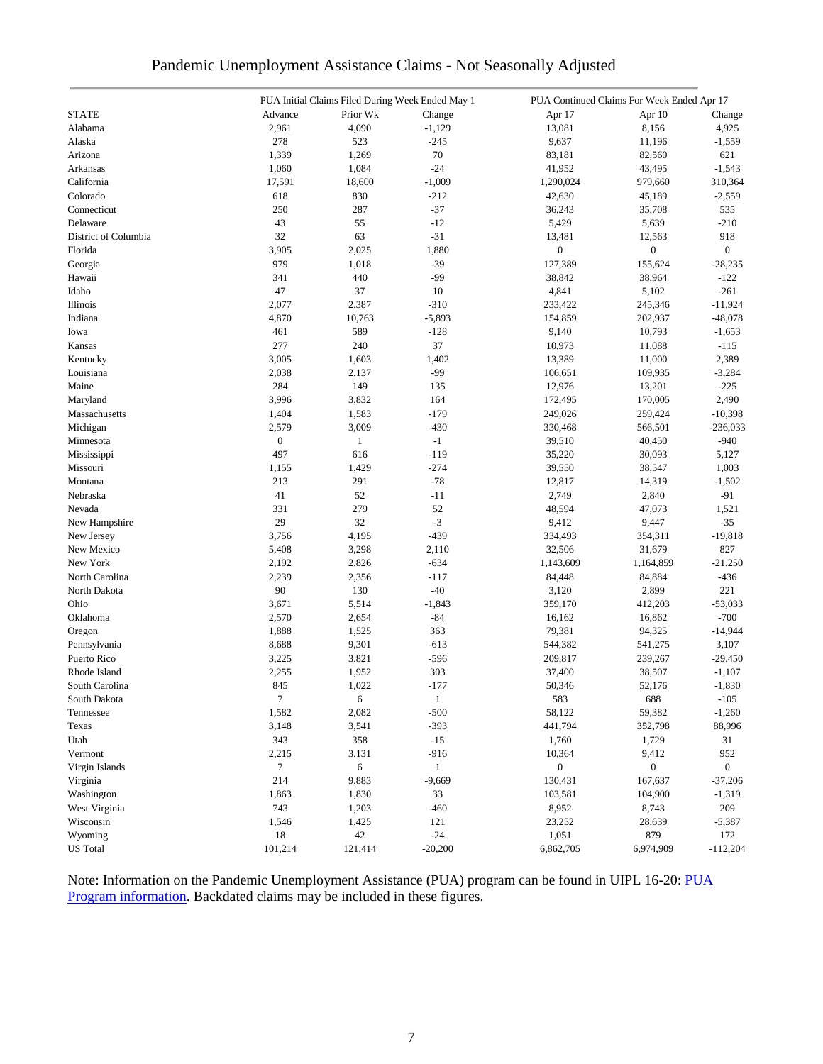# Pandemic Unemployment Assistance Claims - Not Seasonally Adjusted

| | PUA Initial Claims Filed During Week Ended May 1 | | | PUA Continued Claims For Week Ended Apr 17 | | |
|---|---|---|---|---|---|---|
| STATE | Advance | Prior Wk | Change | Apr 17 | Apr 10 | Change |
| Alabama | 2,961 | 4,090 | -1,129 | 13,081 | 8,156 | 4,925 |
| Alaska | 278 | 523 | -245 | 9,637 | 11,196 | -1,559 |
| Arizona | 1,339 | 1,269 | 70 | 83,181 | 82,560 | 621 |
| Arkansas | 1,060 | 1,084 | -24 | 41,952 | 43,495 | -1,543 |
| California | 17,591 | 18,600 | -1,009 | 1,290,024 | 979,660 | 310,364 |
| Colorado | 618 | 830 | -212 | 42,630 | 45,189 | -2,559 |
| Connecticut | 250 | 287 | -37 | 36,243 | 35,708 | 535 |
| Delaware | 43 | 55 | -12 | 5,429 | 5,639 | -210 |
| District of Columbia | 32 | 63 | -31 | 13,481 | 12,563 | 918 |
| Florida | 3,905 | 2,025 | 1,880 | 0 | 0 | 0 |
| Georgia | 979 | 1,018 | -39 | 127,389 | 155,624 | -28,235 |
| Hawaii | 341 | 440 | -99 | 38,842 | 38,964 | -122 |
| Idaho | 47 | 37 | 10 | 4,841 | 5,102 | -261 |
| Illinois | 2,077 | 2,387 | -310 | 233,422 | 245,346 | -11,924 |
| Indiana | 4,870 | 10,763 | -5,893 | 154,859 | 202,937 | -48,078 |
| Iowa | 461 | 589 | -128 | 9,140 | 10,793 | -1,653 |
| Kansas | 277 | 240 | 37 | 10,973 | 11,088 | -115 |
| Kentucky | 3,005 | 1,603 | 1,402 | 13,389 | 11,000 | 2,389 |
| Louisiana | 2,038 | 2,137 | -99 | 106,651 | 109,935 | -3,284 |
| Maine | 284 | 149 | 135 | 12,976 | 13,201 | -225 |
| Maryland | 3,996 | 3,832 | 164 | 172,495 | 170,005 | 2,490 |
| Massachusetts | 1,404 | 1,583 | -179 | 249,026 | 259,424 | -10,398 |
| Michigan | 2,579 | 3,009 | -430 | 330,468 | 566,501 | -236,033 |
| Minnesota | 0 | 1 | -1 | 39,510 | 40,450 | -940 |
| Mississippi | 497 | 616 | -119 | 35,220 | 30,093 | 5,127 |
| Missouri | 1,155 | 1,429 | -274 | 39,550 | 38,547 | 1,003 |
| Montana | 213 | 291 | -78 | 12,817 | 14,319 | -1,502 |
| Nebraska | 41 | 52 | -11 | 2,749 | 2,840 | -91 |
| Nevada | 331 | 279 | 52 | 48,594 | 47,073 | 1,521 |
| New Hampshire | 29 | 32 | -3 | 9,412 | 9,447 | -35 |
| New Jersey | 3,756 | 4,195 | -439 | 334,493 | 354,311 | -19,818 |
| New Mexico | 5,408 | 3,298 | 2,110 | 32,506 | 31,679 | 827 |
| New York | 2,192 | 2,826 | -634 | 1,143,609 | 1,164,859 | -21,250 |
| North Carolina | 2,239 | 2,356 | -117 | 84,448 | 84,884 | -436 |
| North Dakota | 90 | 130 | -40 | 3,120 | 2,899 | 221 |
| Ohio | 3,671 | 5,514 | -1,843 | 359,170 | 412,203 | -53,033 |
| Oklahoma | 2,570 | 2,654 | -84 | 16,162 | 16,862 | -700 |
| Oregon | 1,888 | 1,525 | 363 | 79,381 | 94,325 | -14,944 |
| Pennsylvania | 8,688 | 9,301 | -613 | 544,382 | 541,275 | 3,107 |
| Puerto Rico | 3,225 | 3,821 | -596 | 209,817 | 239,267 | -29,450 |
| Rhode Island | 2,255 | 1,952 | 303 | 37,400 | 38,507 | -1,107 |
| South Carolina | 845 | 1,022 | -177 | 50,346 | 52,176 | -1,830 |
| South Dakota | 7 | 6 | 1 | 583 | 688 | -105 |
| Tennessee | 1,582 | 2,082 | -500 | 58,122 | 59,382 | -1,260 |
| Texas | 3,148 | 3,541 | -393 | 441,794 | 352,798 | 88,996 |
| Utah | 343 | 358 | -15 | 1,760 | 1,729 | 31 |
| Vermont | 2,215 | 3,131 | -916 | 10,364 | 9,412 | 952 |
| Virgin Islands | 7 | 6 | 1 | 0 | 0 | 0 |
| Virginia | 214 | 9,883 | -9,669 | 130,431 | 167,637 | -37,206 |
| Washington | 1,863 | 1,830 | 33 | 103,581 | 104,900 | -1,319 |
| West Virginia | 743 | 1,203 | -460 | 8,952 | 8,743 | 209 |
| Wisconsin | 1,546 | 1,425 | 121 | 23,252 | 28,639 | -5,387 |
| Wyoming | 18 | 42 | -24 | 1,051 | 879 | 172 |
| US Total | 101,214 | 121,414 | -20,200 | 6,862,705 | 6,974,909 | -112,204 |

Note: Information on the Pandemic Unemployment Assistance (PUA) program can be found in UIPL 16-20: [PUA Program information](). Backdated claims may be included in these figures.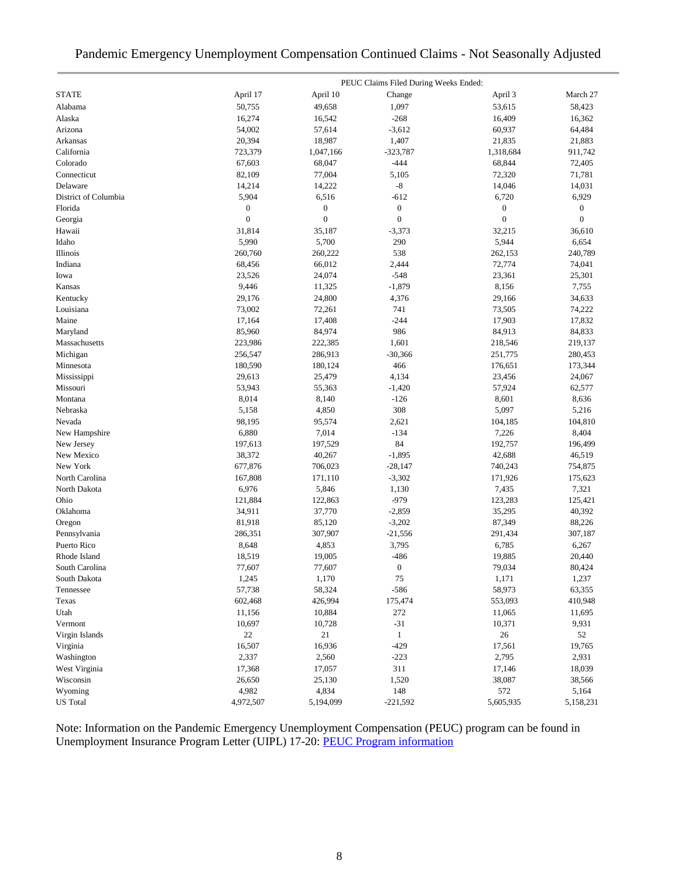# Pandemic Emergency Unemployment Compensation Continued Claims - Not Seasonally Adjusted

| | PEUC Claims Filed During Weeks Ended: | | | | |
|---|---|---|---|---|---|
| STATE | April 17 | April 10 | Change | April 3 | March 27 |
| Alabama | 50,755 | 49,658 | 1,097 | 53,615 | 58,423 |
| Alaska | 16,274 | 16,542 | -268 | 16,409 | 16,362 |
| Arizona | 54,002 | 57,614 | -3,612 | 60,937 | 64,484 |
| Arkansas | 20,394 | 18,987 | 1,407 | 21,835 | 21,883 |
| California | 723,379 | 1,047,166 | -323,787 | 1,318,684 | 911,742 |
| Colorado | 67,603 | 68,047 | -444 | 68,844 | 72,405 |
| Connecticut | 82,109 | 77,004 | 5,105 | 72,320 | 71,781 |
| Delaware | 14,214 | 14,222 | -8 | 14,046 | 14,031 |
| District of Columbia | 5,904 | 6,516 | -612 | 6,720 | 6,929 |
| Florida | 0 | 0 | 0 | 0 | 0 |
| Georgia | 0 | 0 | 0 | 0 | 0 |
| Hawaii | 31,814 | 35,187 | -3,373 | 32,215 | 36,610 |
| Idaho | 5,990 | 5,700 | 290 | 5,944 | 6,654 |
| Illinois | 260,760 | 260,222 | 538 | 262,153 | 240,789 |
| Indiana | 68,456 | 66,012 | 2,444 | 72,774 | 74,041 |
| Iowa | 23,526 | 24,074 | -548 | 23,361 | 25,301 |
| Kansas | 9,446 | 11,325 | -1,879 | 8,156 | 7,755 |
| Kentucky | 29,176 | 24,800 | 4,376 | 29,166 | 34,633 |
| Louisiana | 73,002 | 72,261 | 741 | 73,505 | 74,222 |
| Maine | 17,164 | 17,408 | -244 | 17,903 | 17,832 |
| Maryland | 85,960 | 84,974 | 986 | 84,913 | 84,833 |
| Massachusetts | 223,986 | 222,385 | 1,601 | 218,546 | 219,137 |
| Michigan | 256,547 | 286,913 | -30,366 | 251,775 | 280,453 |
| Minnesota | 180,590 | 180,124 | 466 | 176,651 | 173,344 |
| Mississippi | 29,613 | 25,479 | 4,134 | 23,456 | 24,067 |
| Missouri | 53,943 | 55,363 | -1,420 | 57,924 | 62,577 |
| Montana | 8,014 | 8,140 | -126 | 8,601 | 8,636 |
| Nebraska | 5,158 | 4,850 | 308 | 5,097 | 5,216 |
| Nevada | 98,195 | 95,574 | 2,621 | 104,185 | 104,810 |
| New Hampshire | 6,880 | 7,014 | -134 | 7,226 | 8,404 |
| New Jersey | 197,613 | 197,529 | 84 | 192,757 | 196,499 |
| New Mexico | 38,372 | 40,267 | -1,895 | 42,688 | 46,519 |
| New York | 677,876 | 706,023 | -28,147 | 740,243 | 754,875 |
| North Carolina | 167,808 | 171,110 | -3,302 | 171,926 | 175,623 |
| North Dakota | 6,976 | 5,846 | 1,130 | 7,435 | 7,321 |
| Ohio | 121,884 | 122,863 | -979 | 123,283 | 125,421 |
| Oklahoma | 34,911 | 37,770 | -2,859 | 35,295 | 40,392 |
| Oregon | 81,918 | 85,120 | -3,202 | 87,349 | 88,226 |
| Pennsylvania | 286,351 | 307,907 | -21,556 | 291,434 | 307,187 |
| Puerto Rico | 8,648 | 4,853 | 3,795 | 6,785 | 6,267 |
| Rhode Island | 18,519 | 19,005 | -486 | 19,885 | 20,440 |
| South Carolina | 77,607 | 77,607 | 0 | 79,034 | 80,424 |
| South Dakota | 1,245 | 1,170 | 75 | 1,171 | 1,237 |
| Tennessee | 57,738 | 58,324 | -586 | 58,973 | 63,355 |
| Texas | 602,468 | 426,994 | 175,474 | 553,093 | 410,948 |
| Utah | 11,156 | 10,884 | 272 | 11,065 | 11,695 |
| Vermont | 10,697 | 10,728 | -31 | 10,371 | 9,931 |
| Virgin Islands | 22 | 21 | 1 | 26 | 52 |
| Virginia | 16,507 | 16,936 | -429 | 17,561 | 19,765 |
| Washington | 2,337 | 2,560 | -223 | 2,795 | 2,931 |
| West Virginia | 17,368 | 17,057 | 311 | 17,146 | 18,039 |
| Wisconsin | 26,650 | 25,130 | 1,520 | 38,087 | 38,566 |
| Wyoming | 4,982 | 4,834 | 148 | 572 | 5,164 |
| US Total | 4,972,507 | 5,194,099 | -221,592 | 5,605,935 | 5,158,231 |

Note: Information on the Pandemic Emergency Unemployment Compensation (PEUC) program can be found in Unemployment Insurance Program Letter (UIPL) 17-20: PEUC Program information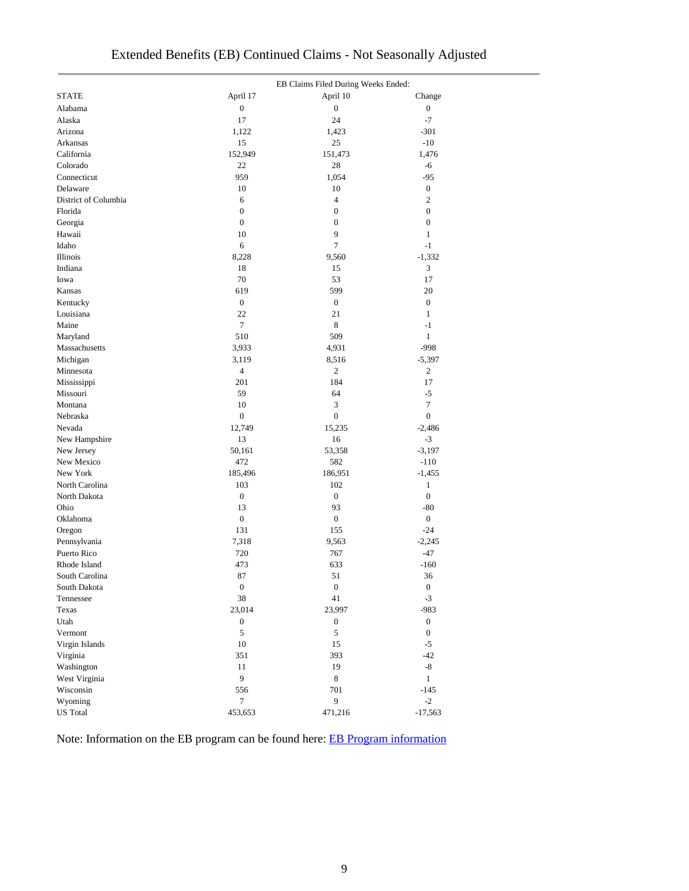# Extended Benefits (EB) Continued Claims - Not Seasonally Adjusted

| STATE | EB Claims Filed During Weeks Ended: April 17 | April 10 | Change |
|---|---|---|---|
| Alabama | 0 | 0 | 0 |
| Alaska | 17 | 24 | -7 |
| Arizona | 1,122 | 1,423 | -301 |
| Arkansas | 15 | 25 | -10 |
| California | 152,949 | 151,473 | 1,476 |
| Colorado | 22 | 28 | -6 |
| Connecticut | 959 | 1,054 | -95 |
| Delaware | 10 | 10 | 0 |
| District of Columbia | 6 | 4 | 2 |
| Florida | 0 | 0 | 0 |
| Georgia | 0 | 0 | 0 |
| Hawaii | 10 | 9 | 1 |
| Idaho | 6 | 7 | -1 |
| Illinois | 8,228 | 9,560 | -1,332 |
| Indiana | 18 | 15 | 3 |
| Iowa | 70 | 53 | 17 |
| Kansas | 619 | 599 | 20 |
| Kentucky | 0 | 0 | 0 |
| Louisiana | 22 | 21 | 1 |
| Maine | 7 | 8 | -1 |
| Maryland | 510 | 509 | 1 |
| Massachusetts | 3,933 | 4,931 | -998 |
| Michigan | 3,119 | 8,516 | -5,397 |
| Minnesota | 4 | 2 | 2 |
| Mississippi | 201 | 184 | 17 |
| Missouri | 59 | 64 | -5 |
| Montana | 10 | 3 | 7 |
| Nebraska | 0 | 0 | 0 |
| Nevada | 12,749 | 15,235 | -2,486 |
| New Hampshire | 13 | 16 | -3 |
| New Jersey | 50,161 | 53,358 | -3,197 |
| New Mexico | 472 | 582 | -110 |
| New York | 185,496 | 186,951 | -1,455 |
| North Carolina | 103 | 102 | 1 |
| North Dakota | 0 | 0 | 0 |
| Ohio | 13 | 93 | -80 |
| Oklahoma | 0 | 0 | 0 |
| Oregon | 131 | 155 | -24 |
| Pennsylvania | 7,318 | 9,563 | -2,245 |
| Puerto Rico | 720 | 767 | -47 |
| Rhode Island | 473 | 633 | -160 |
| South Carolina | 87 | 51 | 36 |
| South Dakota | 0 | 0 | 0 |
| Tennessee | 38 | 41 | -3 |
| Texas | 23,014 | 23,997 | -983 |
| Utah | 0 | 0 | 0 |
| Vermont | 5 | 5 | 0 |
| Virgin Islands | 10 | 15 | -5 |
| Virginia | 351 | 393 | -42 |
| Washington | 11 | 19 | -8 |
| West Virginia | 9 | 8 | 1 |
| Wisconsin | 556 | 701 | -145 |
| Wyoming | 7 | 9 | -2 |
| US Total | 453,653 | 471,216 | -17,563 |

Note: Information on the EB program can be found here: EB Program information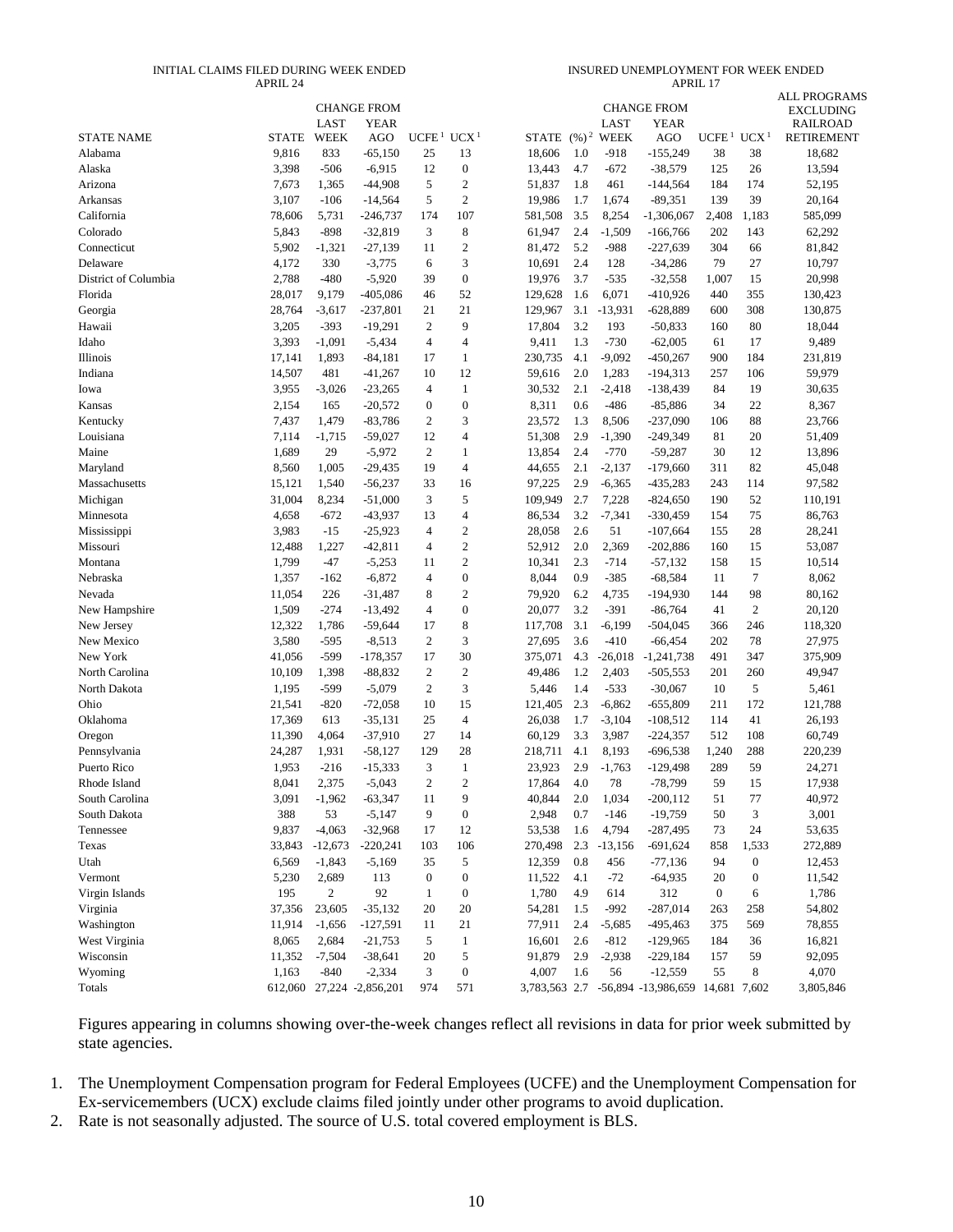| STATE NAME | INITIAL CLAIMS FILED DURING WEEK ENDED APRIL 24 STATE | CHANGE FROM LAST WEEK | CHANGE FROM YEAR AGO | UCFE [1] | UCX [1] | INSURED UNEMPLOYMENT FOR WEEK ENDED APRIL 17 STATE | (%) [2] | CHANGE FROM LAST WEEK | CHANGE FROM YEAR AGO | UCFE [1] | UCX [1] | ALL PROGRAMS EXCLUDING RAILROAD RETIREMENT |
|---|---|---|---|---|---|---|---|---|---|---|---|---|
| Alabama | 9,816 | 833 | -65,150 | 25 | 13 | 18,606 | 1.0 | -918 | -155,249 | 38 | 38 | 18,682 |
| Alaska | 3,398 | -506 | -6,915 | 12 | 0 | 13,443 | 4.7 | -672 | -38,579 | 125 | 26 | 13,594 |
| Arizona | 7,673 | 1,365 | -44,908 | 5 | 2 | 51,837 | 1.8 | 461 | -144,564 | 184 | 174 | 52,195 |
| Arkansas | 3,107 | -106 | -14,564 | 5 | 2 | 19,986 | 1.7 | 1,674 | -89,351 | 139 | 39 | 20,164 |
| California | 78,606 | 5,731 | -246,737 | 174 | 107 | 581,508 | 3.5 | 8,254 | -1,306,067 | 2,408 | 1,183 | 585,099 |
| Colorado | 5,843 | -898 | -32,819 | 3 | 8 | 61,947 | 2.4 | -1,509 | -166,766 | 202 | 143 | 62,292 |
| Connecticut | 5,902 | -1,321 | -27,139 | 11 | 2 | 81,472 | 5.2 | -988 | -227,639 | 304 | 66 | 81,842 |
| Delaware | 4,172 | 330 | -3,775 | 6 | 3 | 10,691 | 2.4 | 128 | -34,286 | 79 | 27 | 10,797 |
| District of Columbia | 2,788 | -480 | -5,920 | 39 | 0 | 19,976 | 3.7 | -535 | -32,558 | 1,007 | 15 | 20,998 |
| Florida | 28,017 | 9,179 | -405,086 | 46 | 52 | 129,628 | 1.6 | 6,071 | -410,926 | 440 | 355 | 130,423 |
| Georgia | 28,764 | -3,617 | -237,801 | 21 | 21 | 129,967 | 3.1 | -13,931 | -628,889 | 600 | 308 | 130,875 |
| Hawaii | 3,205 | -393 | -19,291 | 2 | 9 | 17,804 | 3.2 | 193 | -50,833 | 160 | 80 | 18,044 |
| Idaho | 3,393 | -1,091 | -5,434 | 4 | 4 | 9,411 | 1.3 | -730 | -62,005 | 61 | 17 | 9,489 |
| Illinois | 17,141 | 1,893 | -84,181 | 17 | 1 | 230,735 | 4.1 | -9,092 | -450,267 | 900 | 184 | 231,819 |
| Indiana | 14,507 | 481 | -41,267 | 10 | 12 | 59,616 | 2.0 | 1,283 | -194,313 | 257 | 106 | 59,979 |
| Iowa | 3,955 | -3,026 | -23,265 | 4 | 1 | 30,532 | 2.1 | -2,418 | -138,439 | 84 | 19 | 30,635 |
| Kansas | 2,154 | 165 | -20,572 | 0 | 0 | 8,311 | 0.6 | -486 | -85,886 | 34 | 22 | 8,367 |
| Kentucky | 7,437 | 1,479 | -83,786 | 2 | 3 | 23,572 | 1.3 | 8,506 | -237,090 | 106 | 88 | 23,766 |
| Louisiana | 7,114 | -1,715 | -59,027 | 12 | 4 | 51,308 | 2.9 | -1,390 | -249,349 | 81 | 20 | 51,409 |
| Maine | 1,689 | 29 | -5,972 | 2 | 1 | 13,854 | 2.4 | -770 | -59,287 | 30 | 12 | 13,896 |
| Maryland | 8,560 | 1,005 | -29,435 | 19 | 4 | 44,655 | 2.1 | -2,137 | -179,660 | 311 | 82 | 45,048 |
| Massachusetts | 15,121 | 1,540 | -56,237 | 33 | 16 | 97,225 | 2.9 | -6,365 | -435,283 | 243 | 114 | 97,582 |
| Michigan | 31,004 | 8,234 | -51,000 | 3 | 5 | 109,949 | 2.7 | 7,228 | -824,650 | 190 | 52 | 110,191 |
| Minnesota | 4,658 | -672 | -43,937 | 13 | 4 | 86,534 | 3.2 | -7,341 | -330,459 | 154 | 75 | 86,763 |
| Mississippi | 3,983 | -15 | -25,923 | 4 | 2 | 28,058 | 2.6 | 51 | -107,664 | 155 | 28 | 28,241 |
| Missouri | 12,488 | 1,227 | -42,811 | 4 | 2 | 52,912 | 2.0 | 2,369 | -202,886 | 160 | 15 | 53,087 |
| Montana | 1,799 | -47 | -5,253 | 11 | 2 | 10,341 | 2.3 | -714 | -57,132 | 158 | 15 | 10,514 |
| Nebraska | 1,357 | -162 | -6,872 | 4 | 0 | 8,044 | 0.9 | -385 | -68,584 | 11 | 7 | 8,062 |
| Nevada | 11,054 | 226 | -31,487 | 8 | 2 | 79,920 | 6.2 | 4,735 | -194,930 | 144 | 98 | 80,162 |
| New Hampshire | 1,509 | -274 | -13,492 | 4 | 0 | 20,077 | 3.2 | -391 | -86,764 | 41 | 2 | 20,120 |
| New Jersey | 12,322 | 1,786 | -59,644 | 17 | 8 | 117,708 | 3.1 | -6,199 | -504,045 | 366 | 246 | 118,320 |
| New Mexico | 3,580 | -595 | -8,513 | 2 | 3 | 27,695 | 3.6 | -410 | -66,454 | 202 | 78 | 27,975 |
| New York | 41,056 | -599 | -178,357 | 17 | 30 | 375,071 | 4.3 | -26,018 | -1,241,738 | 491 | 347 | 375,909 |
| North Carolina | 10,109 | 1,398 | -88,832 | 2 | 2 | 49,486 | 1.2 | 2,403 | -505,553 | 201 | 260 | 49,947 |
| North Dakota | 1,195 | -599 | -5,079 | 2 | 3 | 5,446 | 1.4 | -533 | -30,067 | 10 | 5 | 5,461 |
| Ohio | 21,541 | -820 | -72,058 | 10 | 15 | 121,405 | 2.3 | -6,862 | -655,809 | 211 | 172 | 121,788 |
| Oklahoma | 17,369 | 613 | -35,131 | 25 | 4 | 26,038 | 1.7 | -3,104 | -108,512 | 114 | 41 | 26,193 |
| Oregon | 11,390 | 4,064 | -37,910 | 27 | 14 | 60,129 | 3.3 | 3,987 | -224,357 | 512 | 108 | 60,749 |
| Pennsylvania | 24,287 | 1,931 | -58,127 | 129 | 28 | 218,711 | 4.1 | 8,193 | -696,538 | 1,240 | 288 | 220,239 |
| Puerto Rico | 1,953 | -216 | -15,333 | 3 | 1 | 23,923 | 2.9 | -1,763 | -129,498 | 289 | 59 | 24,271 |
| Rhode Island | 8,041 | 2,375 | -5,043 | 2 | 2 | 17,864 | 4.0 | 78 | -78,799 | 59 | 15 | 17,938 |
| South Carolina | 3,091 | -1,962 | -63,347 | 11 | 9 | 40,844 | 2.0 | 1,034 | -200,112 | 51 | 77 | 40,972 |
| South Dakota | 388 | 53 | -5,147 | 9 | 0 | 2,948 | 0.7 | -146 | -19,759 | 50 | 3 | 3,001 |
| Tennessee | 9,837 | -4,063 | -32,968 | 17 | 12 | 53,538 | 1.6 | 4,794 | -287,495 | 73 | 24 | 53,635 |
| Texas | 33,843 | -12,673 | -220,241 | 103 | 106 | 270,498 | 2.3 | -13,156 | -691,624 | 858 | 1,533 | 272,889 |
| Utah | 6,569 | -1,843 | -5,169 | 35 | 5 | 12,359 | 0.8 | 456 | -77,136 | 94 | 0 | 12,453 |
| Vermont | 5,230 | 2,689 | 113 | 0 | 0 | 11,522 | 4.1 | -72 | -64,935 | 20 | 0 | 11,542 |
| Virgin Islands | 195 | 2 | 92 | 1 | 0 | 1,780 | 4.9 | 614 | 312 | 0 | 6 | 1,786 |
| Virginia | 37,356 | 23,605 | -35,132 | 20 | 20 | 54,281 | 1.5 | -992 | -287,014 | 263 | 258 | 54,802 |
| Washington | 11,914 | -1,656 | -127,591 | 11 | 21 | 77,911 | 2.4 | -5,685 | -495,463 | 375 | 569 | 78,855 |
| West Virginia | 8,065 | 2,684 | -21,753 | 5 | 1 | 16,601 | 2.6 | -812 | -129,965 | 184 | 36 | 16,821 |
| Wisconsin | 11,352 | -7,504 | -38,641 | 20 | 5 | 91,879 | 2.9 | -2,938 | -229,184 | 157 | 59 | 92,095 |
| Wyoming | 1,163 | -840 | -2,334 | 3 | 0 | 4,007 | 1.6 | 56 | -12,559 | 55 | 8 | 4,070 |
| Totals | 612,060 | 27,224 | -2,856,201 | 974 | 571 | 3,783,563 | 2.7 | -56,894 | -13,986,659 | 14,681 | 7,602 | 3,805,846 |

Figures appearing in columns showing over-the-week changes reflect all revisions in data for prior week submitted by state agencies.

1. The Unemployment Compensation program for Federal Employees (UCFE) and the Unemployment Compensation for Ex-servicemembers (UCX) exclude claims filed jointly under other programs to avoid duplication.
2. Rate is not seasonally adjusted. The source of U.S. total covered employment is BLS.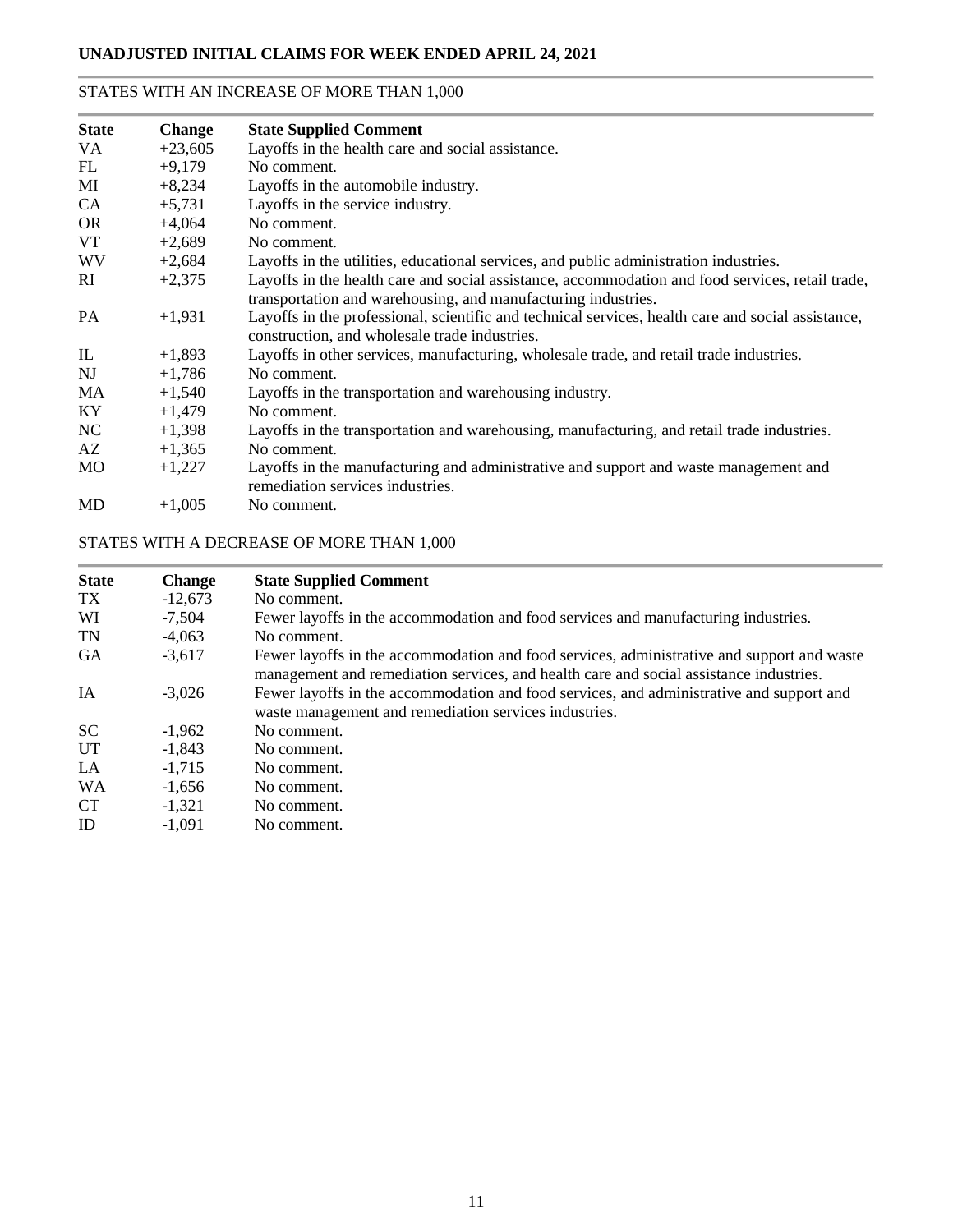## UNADJUSTED INITIAL CLAIMS FOR WEEK ENDED APRIL 24, 2021

### STATES WITH AN INCREASE OF MORE THAN 1,000

| State | Change | State Supplied Comment |
|---|---|---|
| VA | +23,605 | Layoffs in the health care and social assistance. |
| FL | +9,179 | No comment. |
| MI | +8,234 | Layoffs in the automobile industry. |
| CA | +5,731 | Layoffs in the service industry. |
| OR | +4,064 | No comment. |
| VT | +2,689 | No comment. |
| WV | +2,684 | Layoffs in the utilities, educational services, and public administration industries. |
| RI | +2,375 | Layoffs in the health care and social assistance, accommodation and food services, retail trade, transportation and warehousing, and manufacturing industries. |
| PA | +1,931 | Layoffs in the professional, scientific and technical services, health care and social assistance, construction, and wholesale trade industries. |
| IL | +1,893 | Layoffs in other services, manufacturing, wholesale trade, and retail trade industries. |
| NJ | +1,786 | No comment. |
| MA | +1,540 | Layoffs in the transportation and warehousing industry. |
| KY | +1,479 | No comment. |
| NC | +1,398 | Layoffs in the transportation and warehousing, manufacturing, and retail trade industries. |
| AZ | +1,365 | No comment. |
| MO | +1,227 | Layoffs in the manufacturing and administrative and support and waste management and remediation services industries. |
| MD | +1,005 | No comment. |

### STATES WITH A DECREASE OF MORE THAN 1,000

| State | Change | State Supplied Comment |
|---|---|---|
| TX | -12,673 | No comment. |
| WI | -7,504 | Fewer layoffs in the accommodation and food services and manufacturing industries. |
| TN | -4,063 | No comment. |
| GA | -3,617 | Fewer layoffs in the accommodation and food services, administrative and support and waste management and remediation services, and health care and social assistance industries. |
| IA | -3,026 | Fewer layoffs in the accommodation and food services, and administrative and support and waste management and remediation services industries. |
| SC | -1,962 | No comment. |
| UT | -1,843 | No comment. |
| LA | -1,715 | No comment. |
| WA | -1,656 | No comment. |
| CT | -1,321 | No comment. |
| ID | -1,091 | No comment. |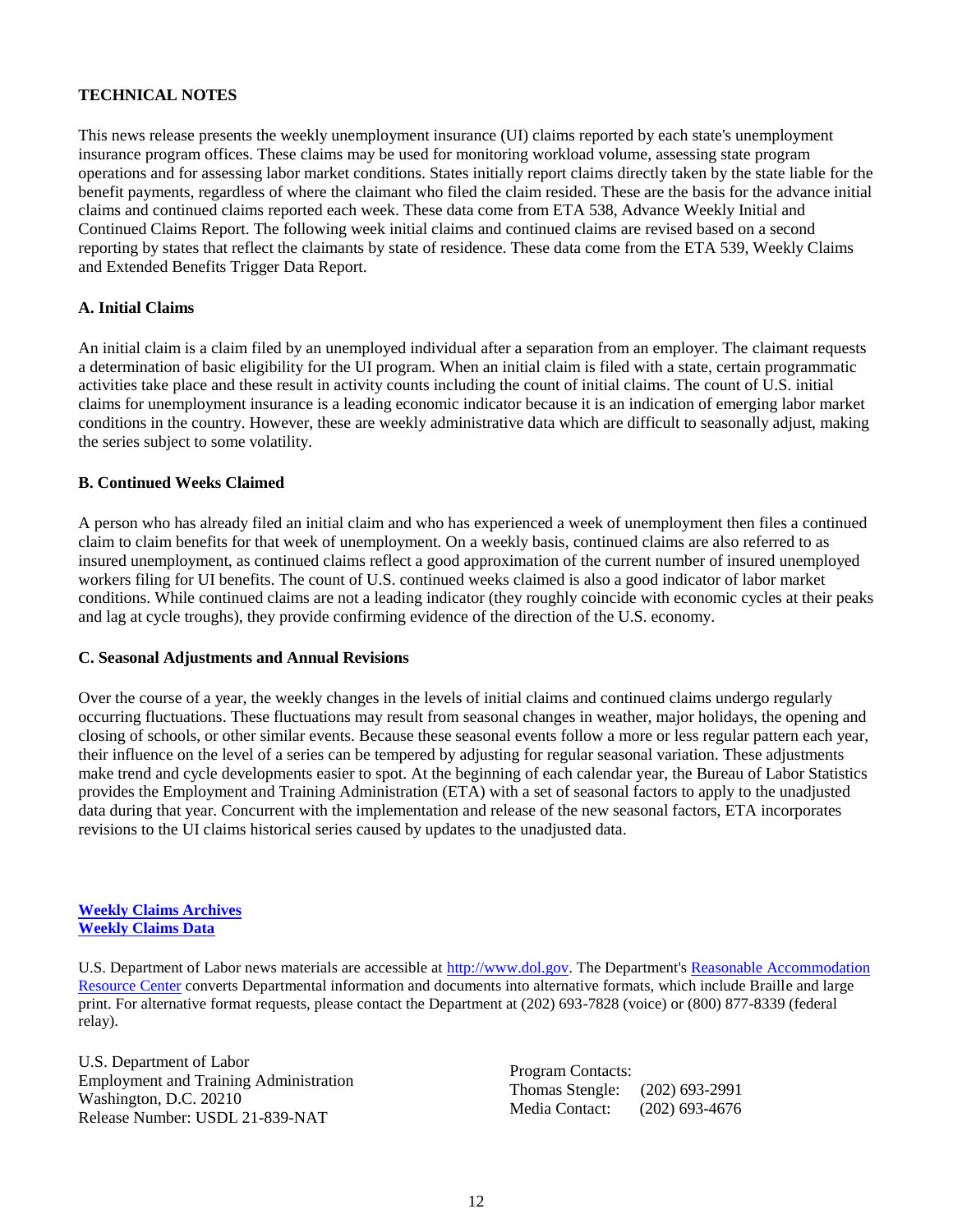## TECHNICAL NOTES

This news release presents the weekly unemployment insurance (UI) claims reported by each state's unemployment insurance program offices. These claims may be used for monitoring workload volume, assessing state program operations and for assessing labor market conditions. States initially report claims directly taken by the state liable for the benefit payments, regardless of where the claimant who filed the claim resided. These are the basis for the advance initial claims and continued claims reported each week. These data come from ETA 538, Advance Weekly Initial and Continued Claims Report. The following week initial claims and continued claims are revised based on a second reporting by states that reflect the claimants by state of residence. These data come from the ETA 539, Weekly Claims and Extended Benefits Trigger Data Report.

### A. Initial Claims

An initial claim is a claim filed by an unemployed individual after a separation from an employer. The claimant requests a determination of basic eligibility for the UI program. When an initial claim is filed with a state, certain programmatic activities take place and these result in activity counts including the count of initial claims. The count of U.S. initial claims for unemployment insurance is a leading economic indicator because it is an indication of emerging labor market conditions in the country. However, these are weekly administrative data which are difficult to seasonally adjust, making the series subject to some volatility.

### B. Continued Weeks Claimed

A person who has already filed an initial claim and who has experienced a week of unemployment then files a continued claim to claim benefits for that week of unemployment. On a weekly basis, continued claims are also referred to as insured unemployment, as continued claims reflect a good approximation of the current number of insured unemployed workers filing for UI benefits. The count of U.S. continued weeks claimed is also a good indicator of labor market conditions. While continued claims are not a leading indicator (they roughly coincide with economic cycles at their peaks and lag at cycle troughs), they provide confirming evidence of the direction of the U.S. economy.

### C. Seasonal Adjustments and Annual Revisions

Over the course of a year, the weekly changes in the levels of initial claims and continued claims undergo regularly occurring fluctuations. These fluctuations may result from seasonal changes in weather, major holidays, the opening and closing of schools, or other similar events. Because these seasonal events follow a more or less regular pattern each year, their influence on the level of a series can be tempered by adjusting for regular seasonal variation. These adjustments make trend and cycle developments easier to spot. At the beginning of each calendar year, the Bureau of Labor Statistics provides the Employment and Training Administration (ETA) with a set of seasonal factors to apply to the unadjusted data during that year. Concurrent with the implementation and release of the new seasonal factors, ETA incorporates revisions to the UI claims historical series caused by updates to the unadjusted data.

**Weekly Claims Archives**
**Weekly Claims Data**

U.S. Department of Labor news materials are accessible at http://www.dol.gov. The Department's Reasonable Accommodation Resource Center converts Departmental information and documents into alternative formats, which include Braille and large print. For alternative format requests, please contact the Department at (202) 693-7828 (voice) or (800) 877-8339 (federal relay).

U.S. Department of Labor
Employment and Training Administration
Washington, D.C. 20210
Release Number: USDL 21-839-NAT

Program Contacts:
Thomas Stengle: (202) 693-2991
Media Contact: (202) 693-4676